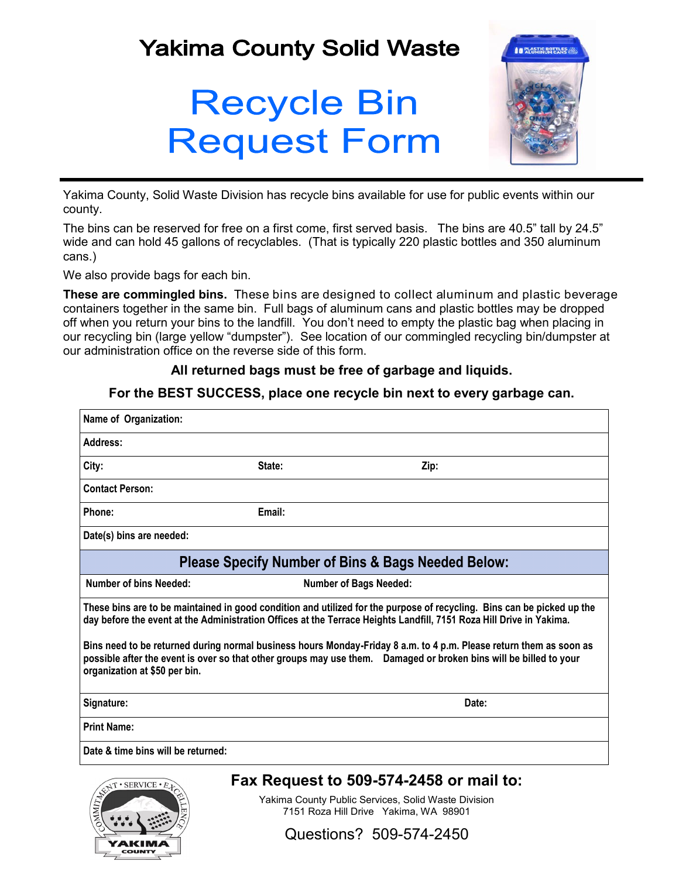# Yakima County Solid Waste

# Recycle Bin Request Form

Yakima County, Solid Waste Division has recycle bins available for use for public events within our county.

The bins can be reserved for free on a first come, first served basis. The bins are 40.5" tall by 24.5" wide and can hold 45 gallons of recyclables. (That is typically 220 plastic bottles and 350 aluminum cans.)

We also provide bags for each bin.

**These are commingled bins.** These bins are designed to collect aluminum and plastic beverage containers together in the same bin. Full bags of aluminum cans and plastic bottles may be dropped off when you return your bins to the landfill. You don't need to empty the plastic bag when placing in our recycling bin (large yellow "dumpster"). See location of our commingled recycling bin/dumpster at our administration office on the reverse side of this form.

**All returned bags must be free of garbage and liquids.**

**For the BEST SUCCESS, place one recycle bin next to every garbage can.**

| | | |
|---|---|---|
| **Name of Organization:** | | |
| **Address:** | | |
| **City:** | **State:** | **Zip:** |
| **Contact Person:** | | |
| **Phone:** | **Email:** | |
| **Date(s) bins are needed:** | | |
| **Please Specify Number of Bins & Bags Needed Below:** | | |
| **Number of bins Needed:** | **Number of Bags Needed:** | |

**These bins are to be maintained in good condition and utilized for the purpose of recycling. Bins can be picked up the day before the event at the Administration Offices at the Terrace Heights Landfill, 7151 Roza Hill Drive in Yakima.**

**Bins need to be returned during normal business hours Monday-Friday 8 a.m. to 4 p.m. Please return them as soon as possible after the event is over so that other groups may use them. Damaged or broken bins will be billed to your organization at $50 per bin.**

| | |
|---|---|
| **Signature:** | **Date:** |
| **Print Name:** | |
| **Date & time bins will be returned:** | |

## Fax Request to 509-574-2458 or mail to:

Yakima County Public Services, Solid Waste Division
7151 Roza Hill Drive Yakima, WA 98901

Questions? 509-574-2450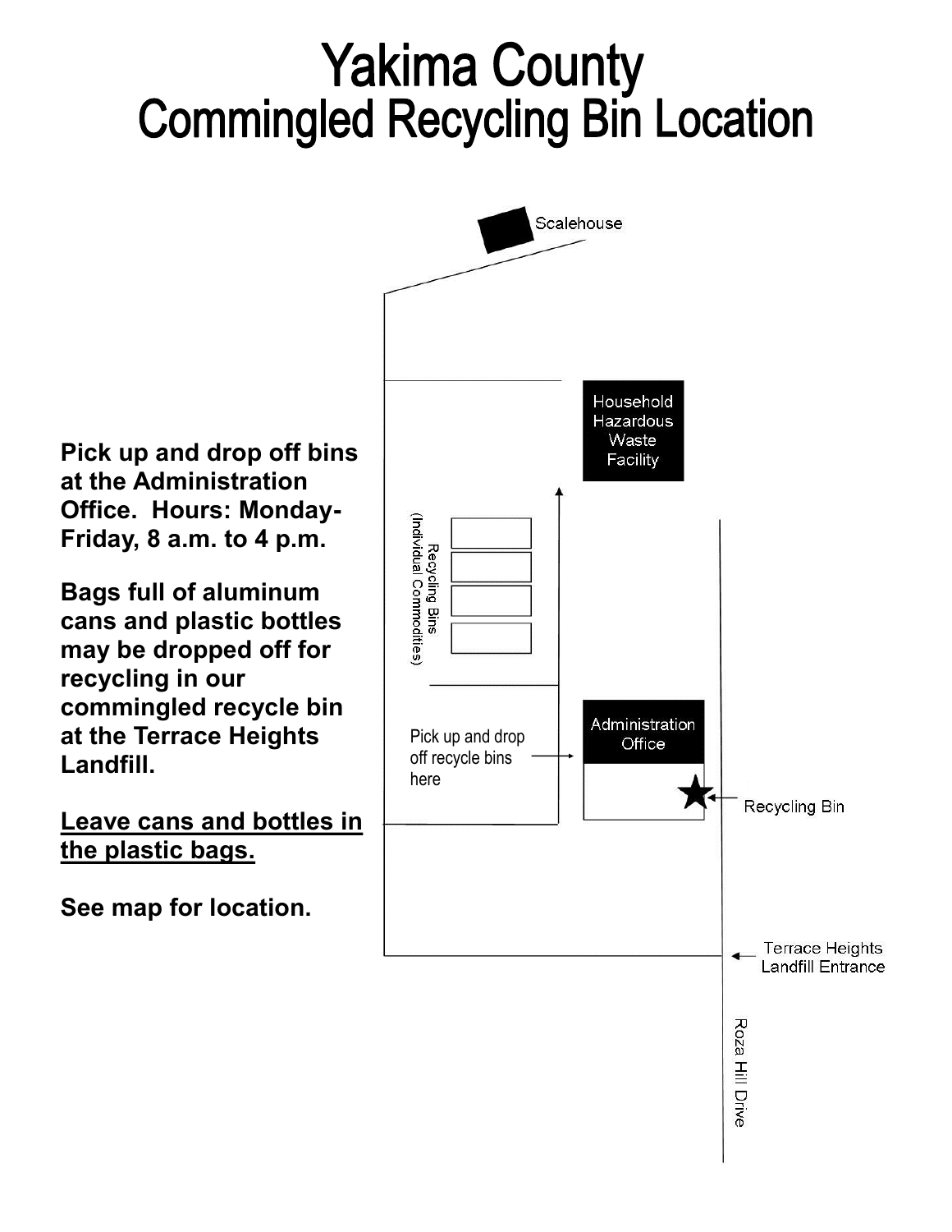# Yakima County
# Commingled Recycling Bin Location

**Pick up and drop off bins at the Administration Office. Hours: Monday-Friday, 8 a.m. to 4 p.m.**

**Bags full of aluminum cans and plastic bottles may be dropped off for recycling in our commingled recycle bin at the Terrace Heights Landfill.**

**<u>Leave cans and bottles in the plastic bags.</u>**

**See map for location.**

Scalehouse

Household Hazardous Waste Facility

Recycling Bins (Individual Commodities)

Administration Office

Pick up and drop off recycle bins here

Recycling Bin

Terrace Heights Landfill Entrance

Roza Hill Drive